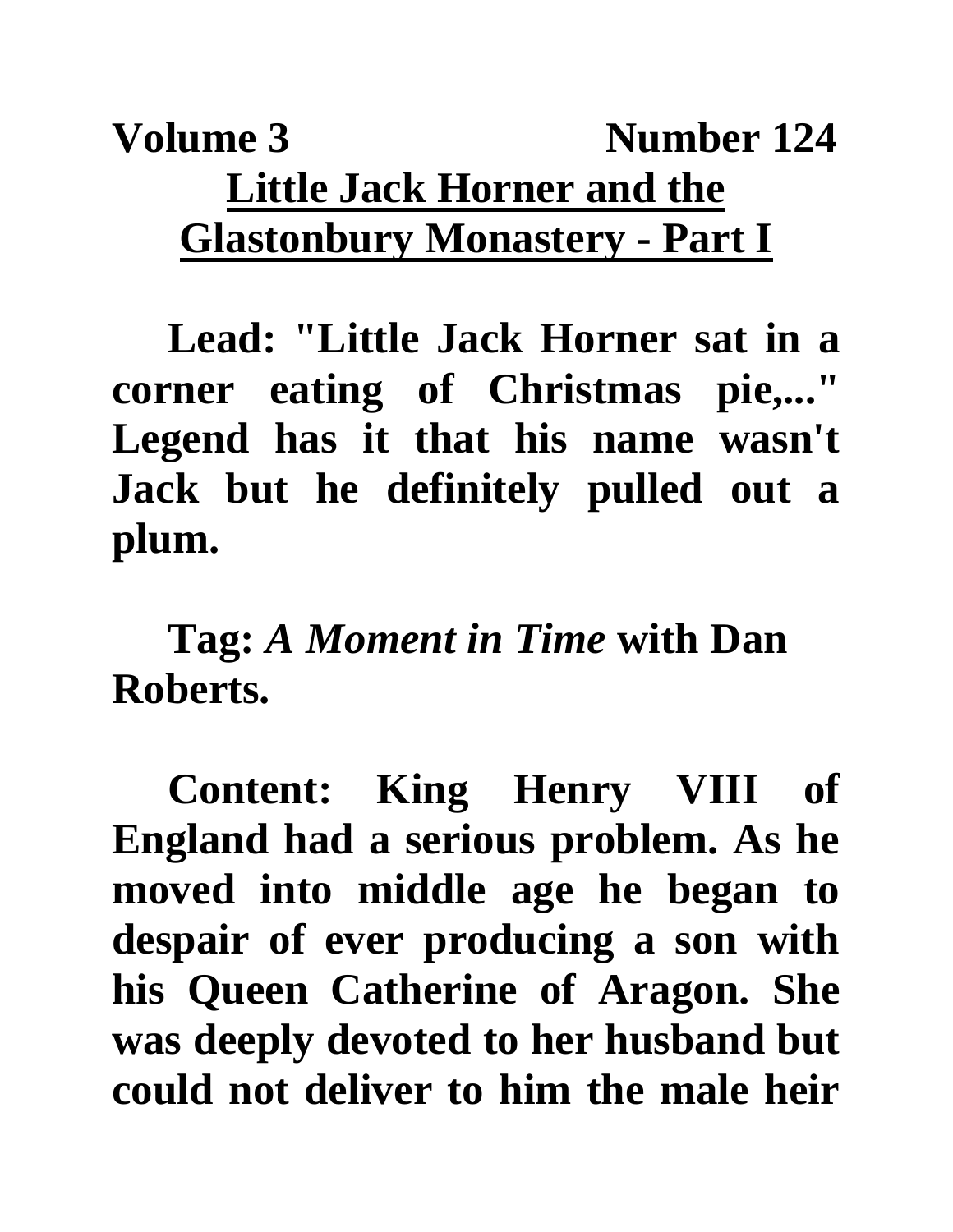**Volume 3 Number 124**

# Little Jack Horner and the Glastonbury Monastery - Part I

**Lead:** "Little Jack Horner sat in a corner eating of Christmas pie,..." Legend has it that his name wasn't Jack but he definitely pulled out a plum.

**Tag:** *A Moment in Time* with Dan Roberts.

**Content:** King Henry VIII of England had a serious problem. As he moved into middle age he began to despair of ever producing a son with his Queen Catherine of Aragon. She was deeply devoted to her husband but could not deliver to him the male heir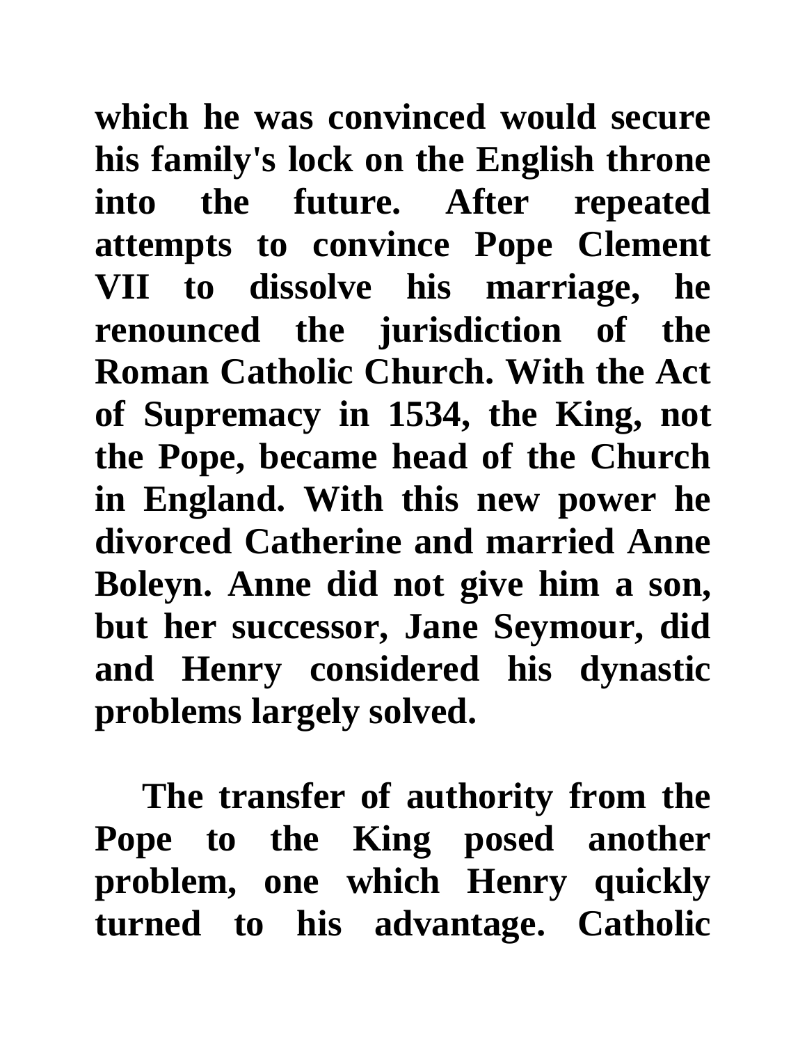**which he was convinced would secure his family's lock on the English throne into the future. After repeated attempts to convince Pope Clement VII to dissolve his marriage, he renounced the jurisdiction of the Roman Catholic Church. With the Act of Supremacy in 1534, the King, not the Pope, became head of the Church in England. With this new power he divorced Catherine and married Anne Boleyn. Anne did not give him a son, but her successor, Jane Seymour, did and Henry considered his dynastic problems largely solved.**

**The transfer of authority from the Pope to the King posed another problem, one which Henry quickly turned to his advantage. Catholic**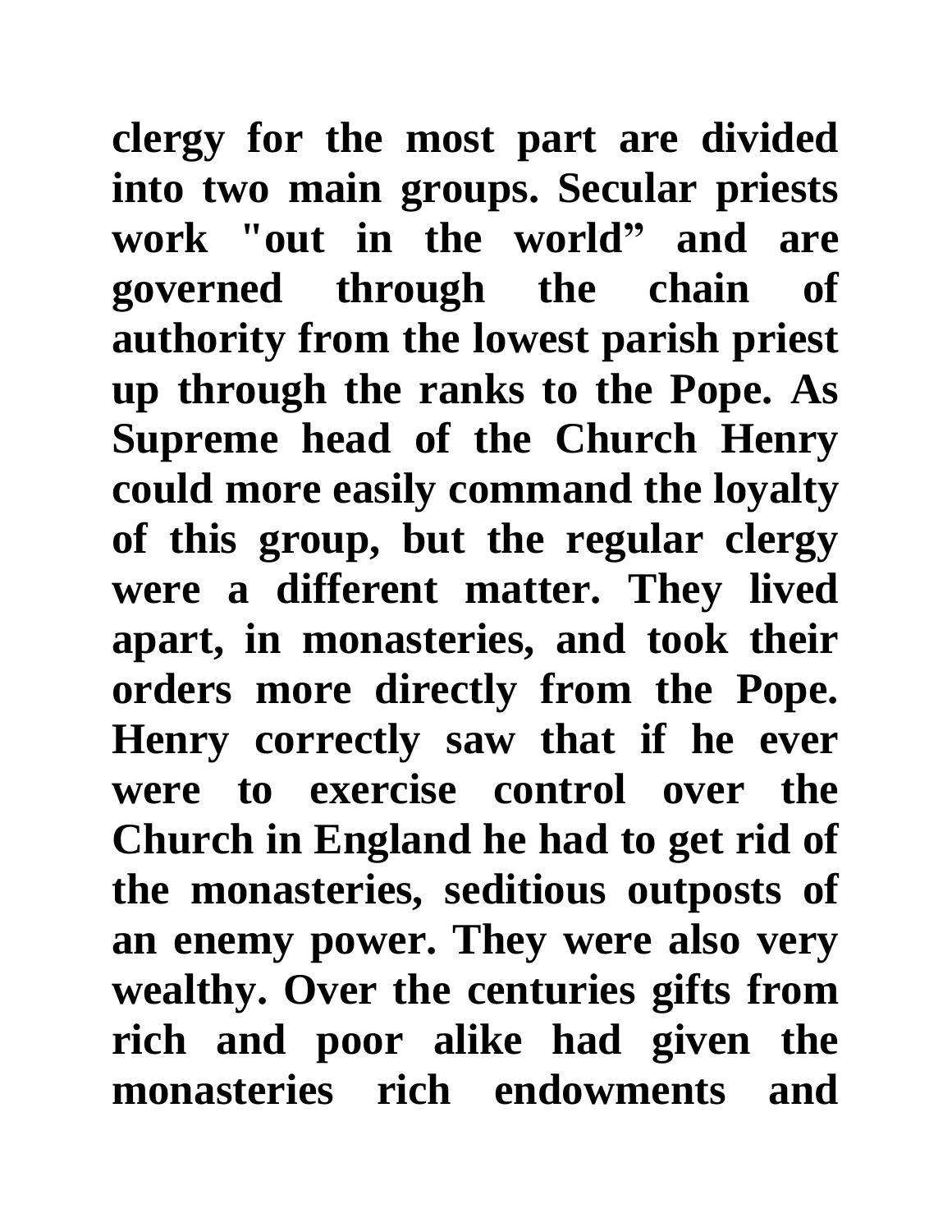clergy for the most part are divided into two main groups. Secular priests work "out in the world" and are governed through the chain of authority from the lowest parish priest up through the ranks to the Pope. As Supreme head of the Church Henry could more easily command the loyalty of this group, but the regular clergy were a different matter. They lived apart, in monasteries, and took their orders more directly from the Pope. Henry correctly saw that if he ever were to exercise control over the Church in England he had to get rid of the monasteries, seditious outposts of an enemy power. They were also very wealthy. Over the centuries gifts from rich and poor alike had given the monasteries rich endowments and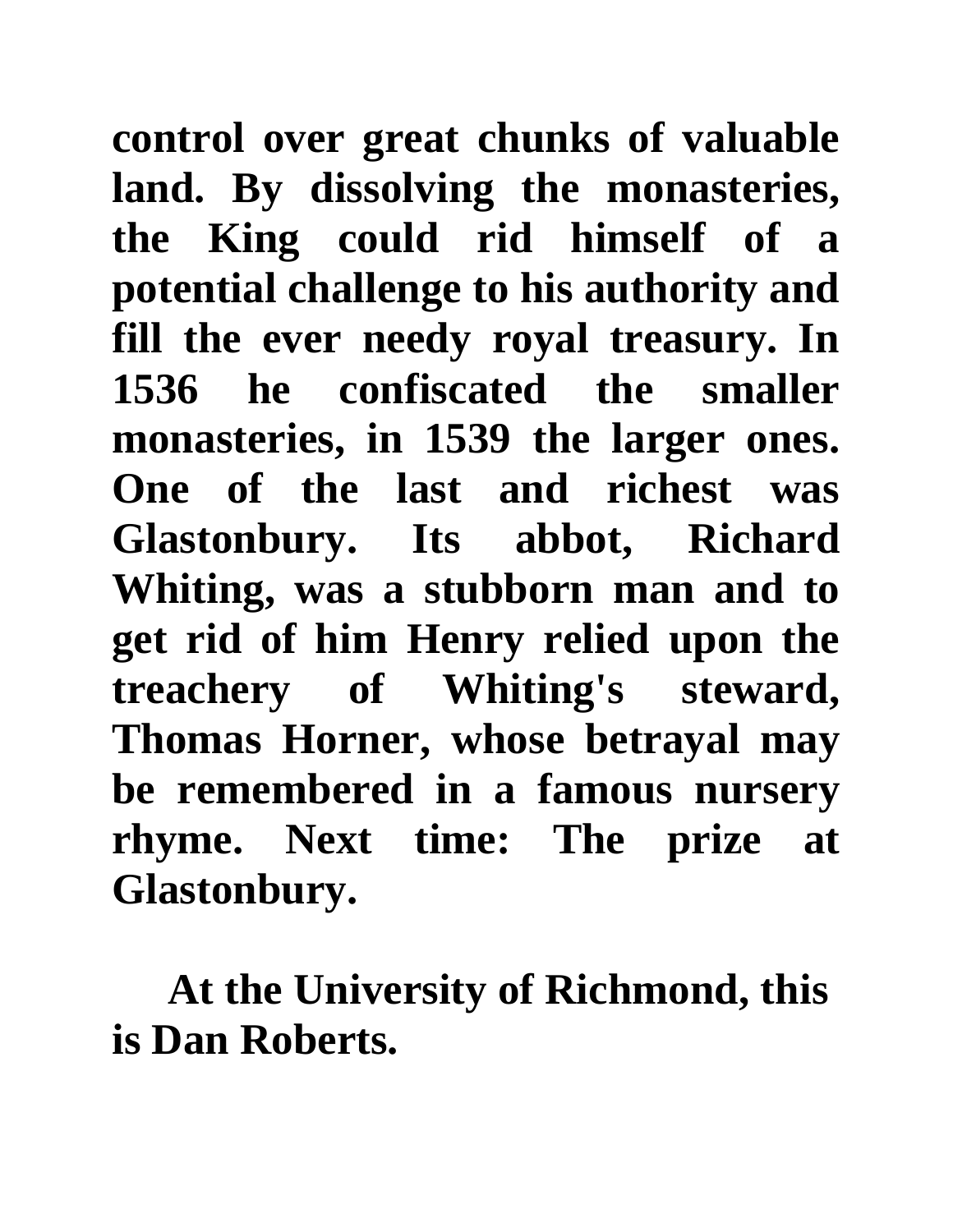control over great chunks of valuable land. By dissolving the monasteries, the King could rid himself of a potential challenge to his authority and fill the ever needy royal treasury. In 1536 he confiscated the smaller monasteries, in 1539 the larger ones. One of the last and richest was Glastonbury. Its abbot, Richard Whiting, was a stubborn man and to get rid of him Henry relied upon the treachery of Whiting's steward, Thomas Horner, whose betrayal may be remembered in a famous nursery rhyme. Next time: The prize at Glastonbury.

At the University of Richmond, this is Dan Roberts.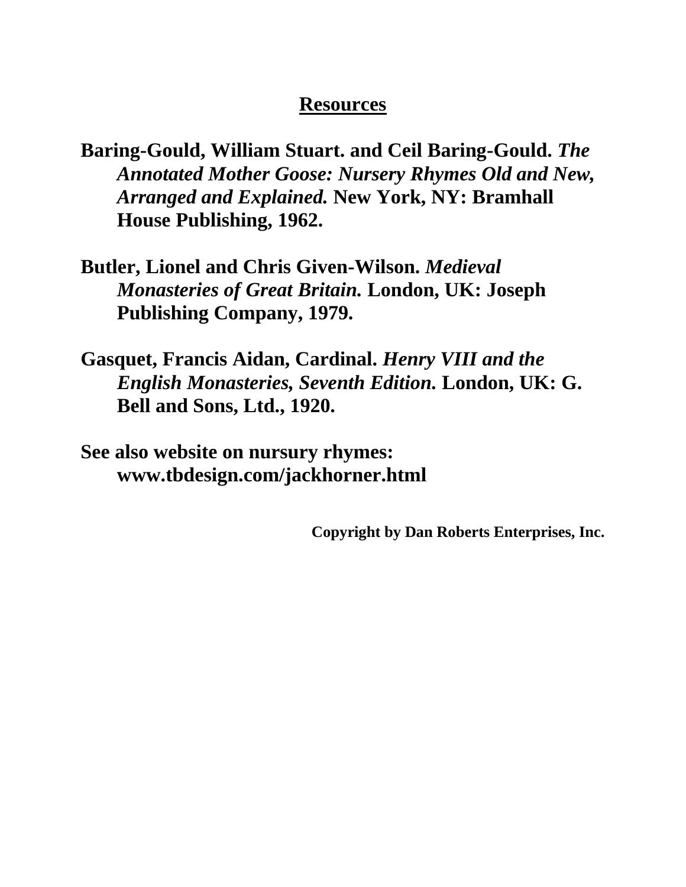## Resources

**Baring-Gould, William Stuart. and Ceil Baring-Gould. *The Annotated Mother Goose: Nursery Rhymes Old and New, Arranged and Explained.* New York, NY: Bramhall House Publishing, 1962.**

**Butler, Lionel and Chris Given-Wilson. *Medieval Monasteries of Great Britain.* London, UK: Joseph Publishing Company, 1979.**

**Gasquet, Francis Aidan, Cardinal. *Henry VIII and the English Monasteries, Seventh Edition.* London, UK: G. Bell and Sons, Ltd., 1920.**

**See also website on nursury rhymes: www.tbdesign.com/jackhorner.html**

**Copyright by Dan Roberts Enterprises, Inc.**